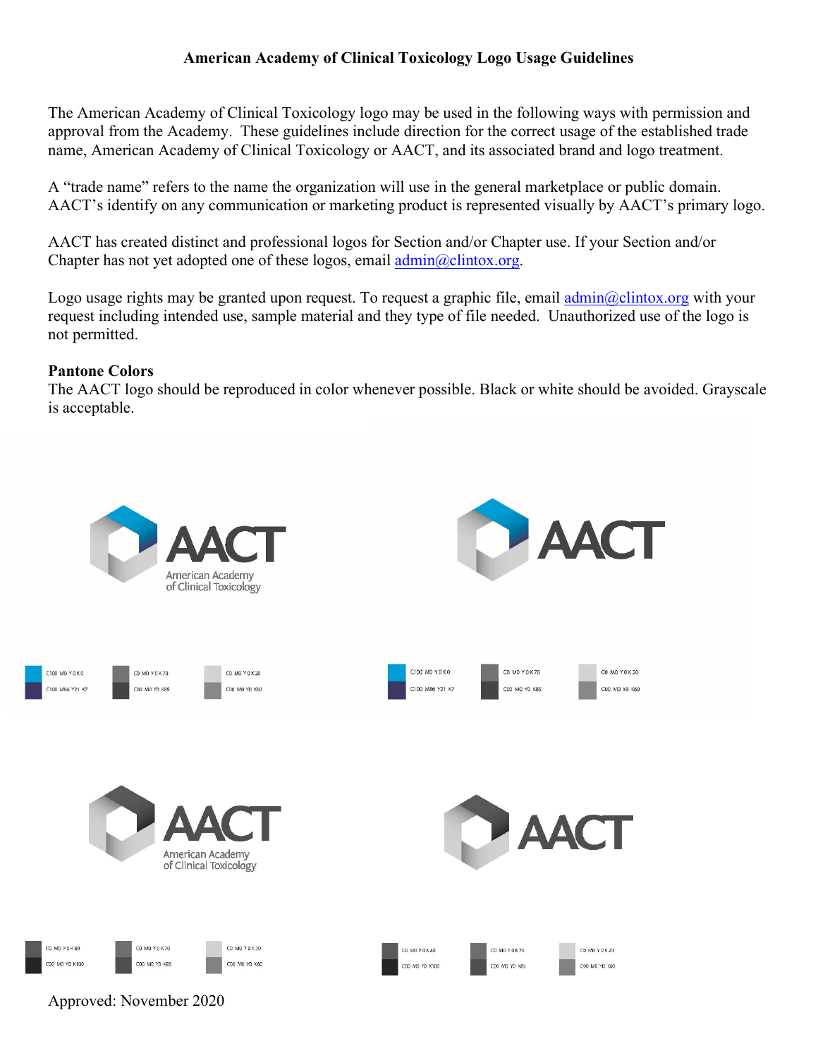# American Academy of Clinical Toxicology Logo Usage Guidelines

The American Academy of Clinical Toxicology logo may be used in the following ways with permission and approval from the Academy. These guidelines include direction for the correct usage of the established trade name, American Academy of Clinical Toxicology or AACT, and its associated brand and logo treatment.

A "trade name" refers to the name the organization will use in the general marketplace or public domain. AACT's identify on any communication or marketing product is represented visually by AACT's primary logo.

AACT has created distinct and professional logos for Section and/or Chapter use. If your Section and/or Chapter has not yet adopted one of these logos, email admin@clintox.org.

Logo usage rights may be granted upon request. To request a graphic file, email admin@clintox.org with your request including intended use, sample material and they type of file needed. Unauthorized use of the logo is not permitted.

**Pantone Colors**

The AACT logo should be reproduced in color whenever possible. Black or white should be avoided. Grayscale is acceptable.

AACT

American Academy of Clinical Toxicology

C100 M0 Y0 K0 | C0 M0 Y0 K70 | C0 M0 Y0 K20

C100 M86 Y21 K7 | C00 M0 Y0 K85 | C00 M0 Y0 K60

AACT

C100 M0 Y0 K0 | C0 M0 Y0 K70 | C0 M0 Y0 K20

C100 M86 Y21 K7 | C00 M0 Y0 K85 | C00 M0 Y0 K60

AACT

American Academy of Clinical Toxicology

C0 M0 Y0 K80 | C0 M0 Y0 K70 | C0 M0 Y0 K20

C00 M0 Y0 K100 | C00 M0 Y0 K85 | C00 M0 Y0 K60

AACT

C0 M0 Y0 K80 | C0 M0 Y0 K70 | C0 M0 Y0 K20

C00 M0 Y0 K100 | C00 M0 Y0 K85 | C00 M0 Y0 K60

Approved: November 2020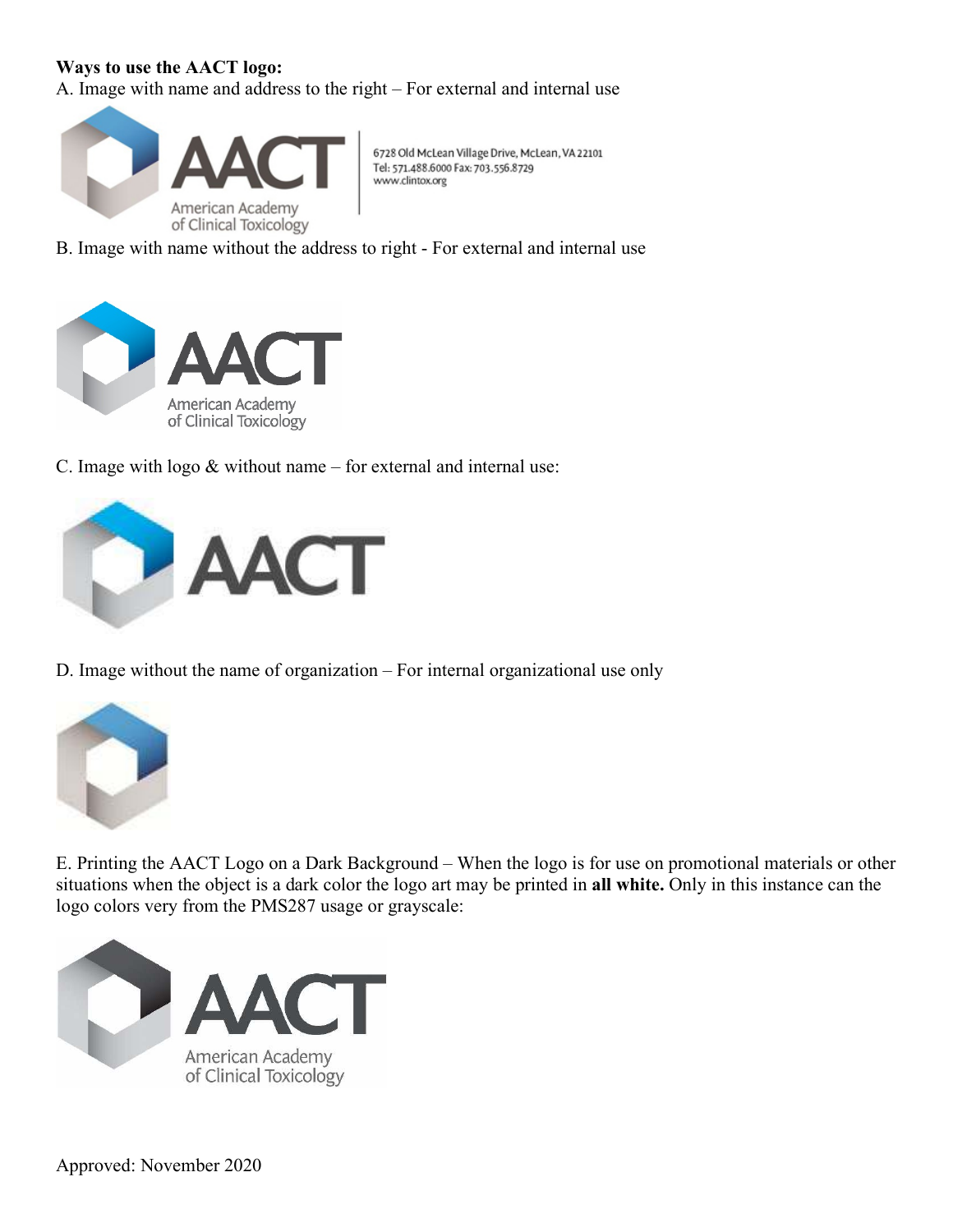**Ways to use the AACT logo:**

A. Image with name and address to the right – For external and internal use

AACT
American Academy of Clinical Toxicology

6728 Old McLean Village Drive, McLean, VA 22101
Tel: 571.488.6000 Fax: 703.556.8729
www.clintox.org

B. Image with name without the address to right - For external and internal use

AACT
American Academy of Clinical Toxicology

C. Image with logo & without name – for external and internal use:

AACT

D. Image without the name of organization – For internal organizational use only

E. Printing the AACT Logo on a Dark Background – When the logo is for use on promotional materials or other situations when the object is a dark color the logo art may be printed in **all white.** Only in this instance can the logo colors very from the PMS287 usage or grayscale:

AACT
American Academy of Clinical Toxicology

Approved: November 2020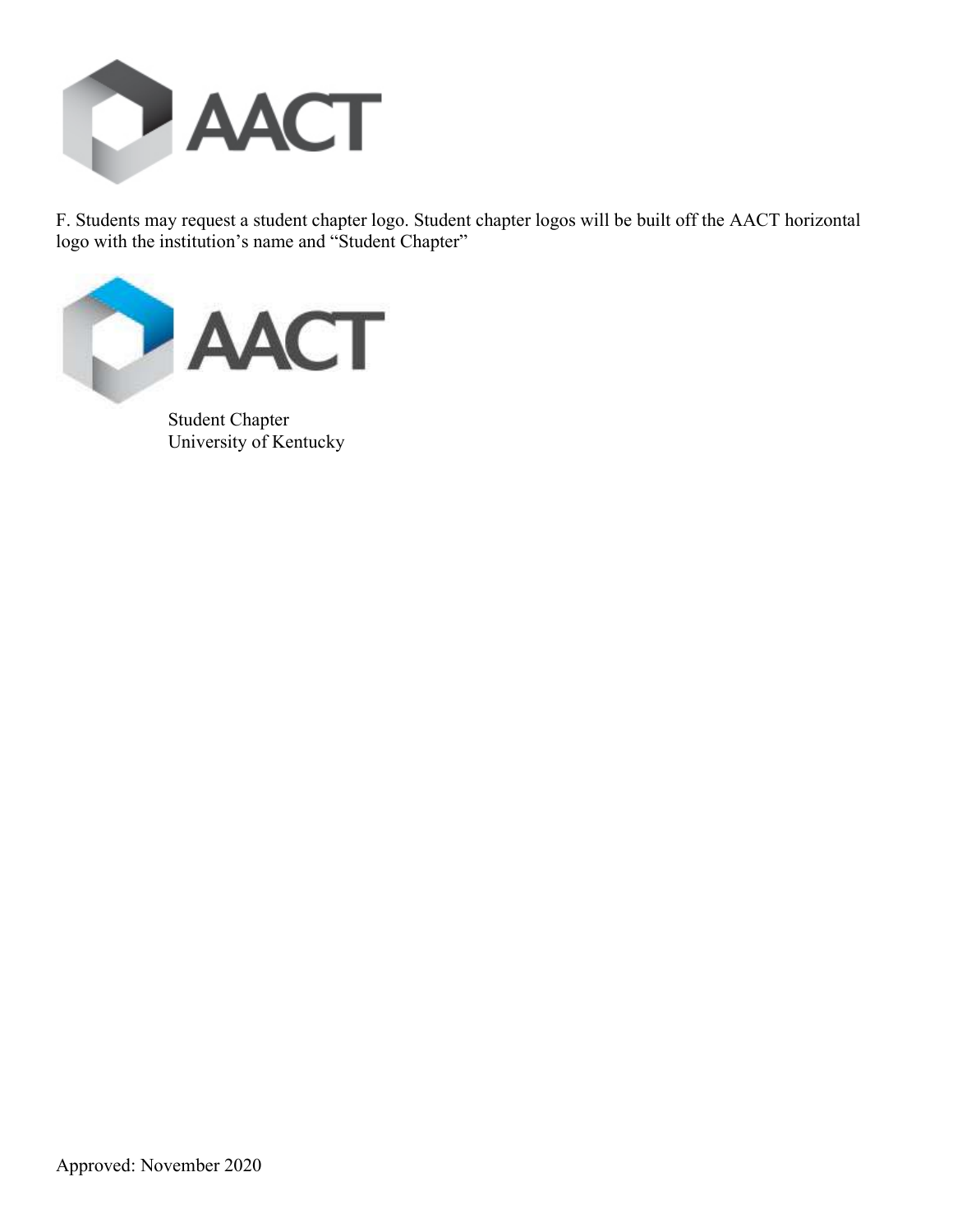F. Students may request a student chapter logo. Student chapter logos will be built off the AACT horizontal logo with the institution's name and "Student Chapter"

Student Chapter
University of Kentucky

Approved: November 2020